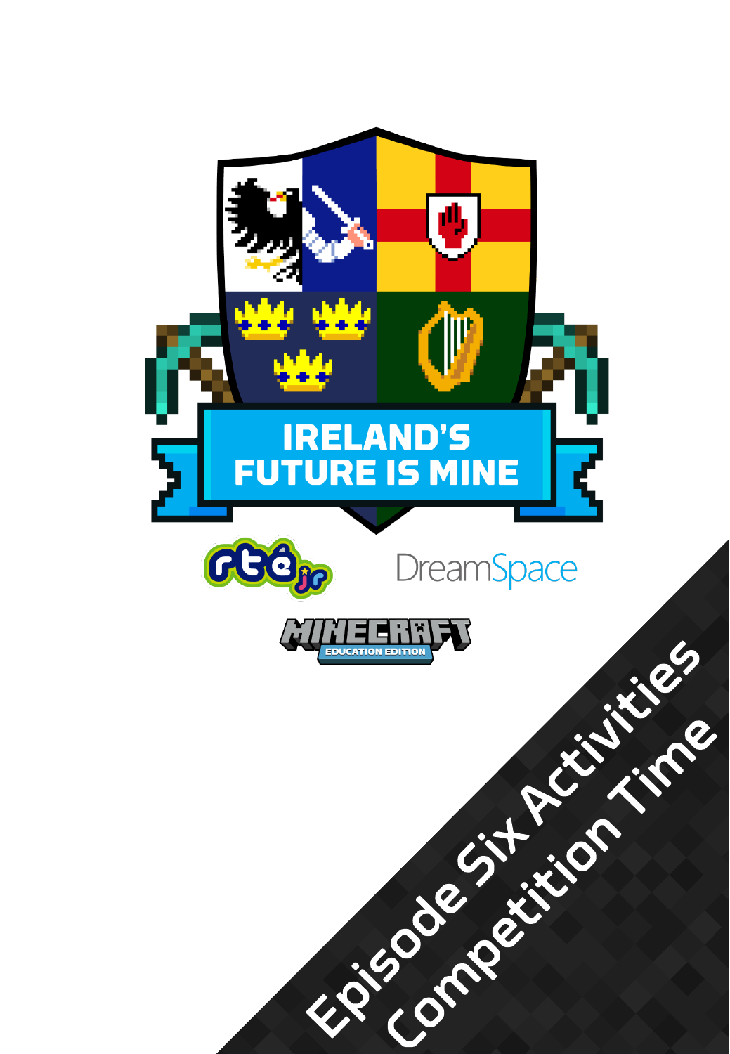# IRELAND'S FUTURE IS MINE

RTÉ jr

DreamSpace

MINECRAFT EDUCATION EDITION

## Episode Six Activities
## Competition Time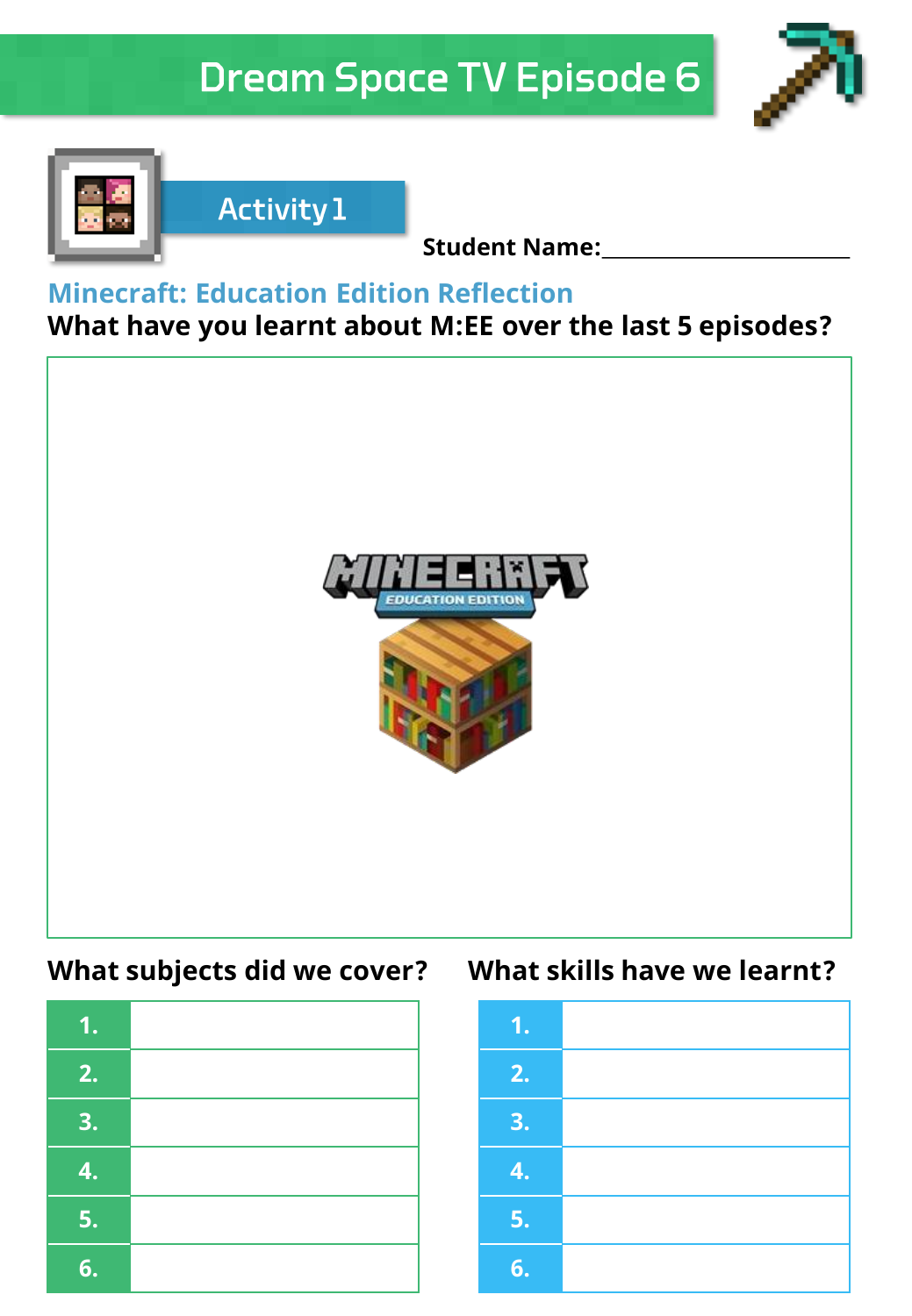# Dream Space TV Episode 6

## Activity 1

**Student Name:**\_\_\_\_\_\_\_\_\_\_\_\_\_\_\_\_\_\_\_\_\_\_\_\_

### Minecraft: Education Edition Reflection

**What have you learnt about M:EE over the last 5 episodes?**

**What subjects did we cover?**

| | |
|---|---|
| 1. | |
| 2. | |
| 3. | |
| 4. | |
| 5. | |
| 6. | |

**What skills have we learnt?**

| | |
|---|---|
| 1. | |
| 2. | |
| 3. | |
| 4. | |
| 5. | |
| 6. | |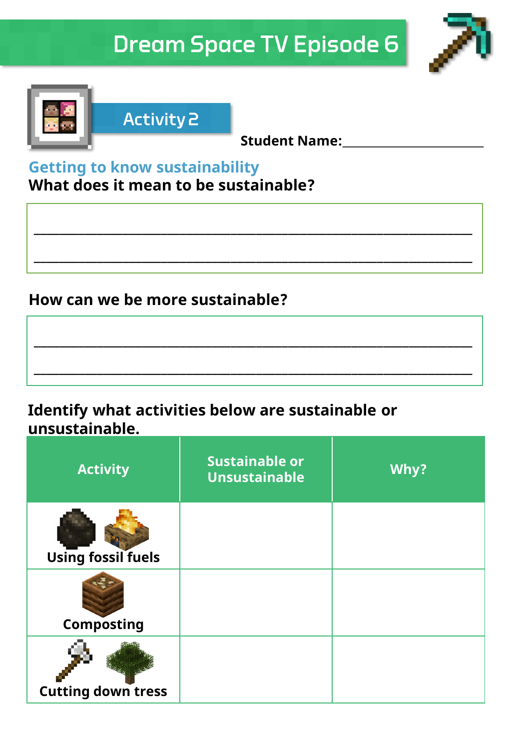# Dream Space TV Episode 6

## Activity 2

**Student Name:**\_\_\_\_\_\_\_\_\_\_\_\_\_\_\_\_\_\_\_\_\_\_

### Getting to know sustainability

**What does it mean to be sustainable?**

\_\_\_\_\_\_\_\_\_\_\_\_\_\_\_\_\_\_\_\_\_\_\_\_\_\_\_\_\_\_\_\_\_\_\_\_\_\_\_\_\_\_\_\_\_\_\_\_\_\_\_\_\_\_\_\_\_\_\_\_\_\_\_\_\_\_

\_\_\_\_\_\_\_\_\_\_\_\_\_\_\_\_\_\_\_\_\_\_\_\_\_\_\_\_\_\_\_\_\_\_\_\_\_\_\_\_\_\_\_\_\_\_\_\_\_\_\_\_\_\_\_\_\_\_\_\_\_\_\_\_\_\_

**How can we be more sustainable?**

\_\_\_\_\_\_\_\_\_\_\_\_\_\_\_\_\_\_\_\_\_\_\_\_\_\_\_\_\_\_\_\_\_\_\_\_\_\_\_\_\_\_\_\_\_\_\_\_\_\_\_\_\_\_\_\_\_\_\_\_\_\_\_\_\_\_

\_\_\_\_\_\_\_\_\_\_\_\_\_\_\_\_\_\_\_\_\_\_\_\_\_\_\_\_\_\_\_\_\_\_\_\_\_\_\_\_\_\_\_\_\_\_\_\_\_\_\_\_\_\_\_\_\_\_\_\_\_\_\_\_\_\_

**Identify what activities below are sustainable or unsustainable.**

| Activity | Sustainable or Unsustainable | Why? |
|---|---|---|
| Using fossil fuels | | |
| Composting | | |
| Cutting down tress | | |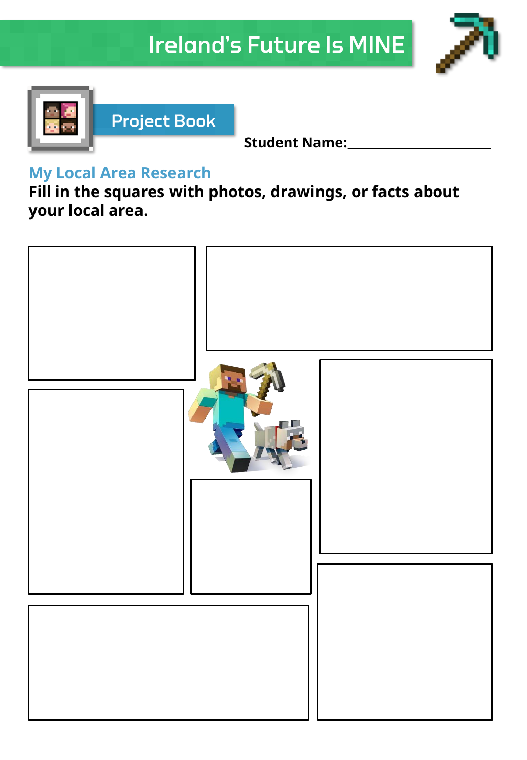# Ireland's Future Is MINE

## Project Book

**Student Name:**\_\_\_\_\_\_\_\_\_\_\_\_\_\_\_\_\_\_\_\_\_\_\_\_

### My Local Area Research

**Fill in the squares with photos, drawings, or facts about your local area.**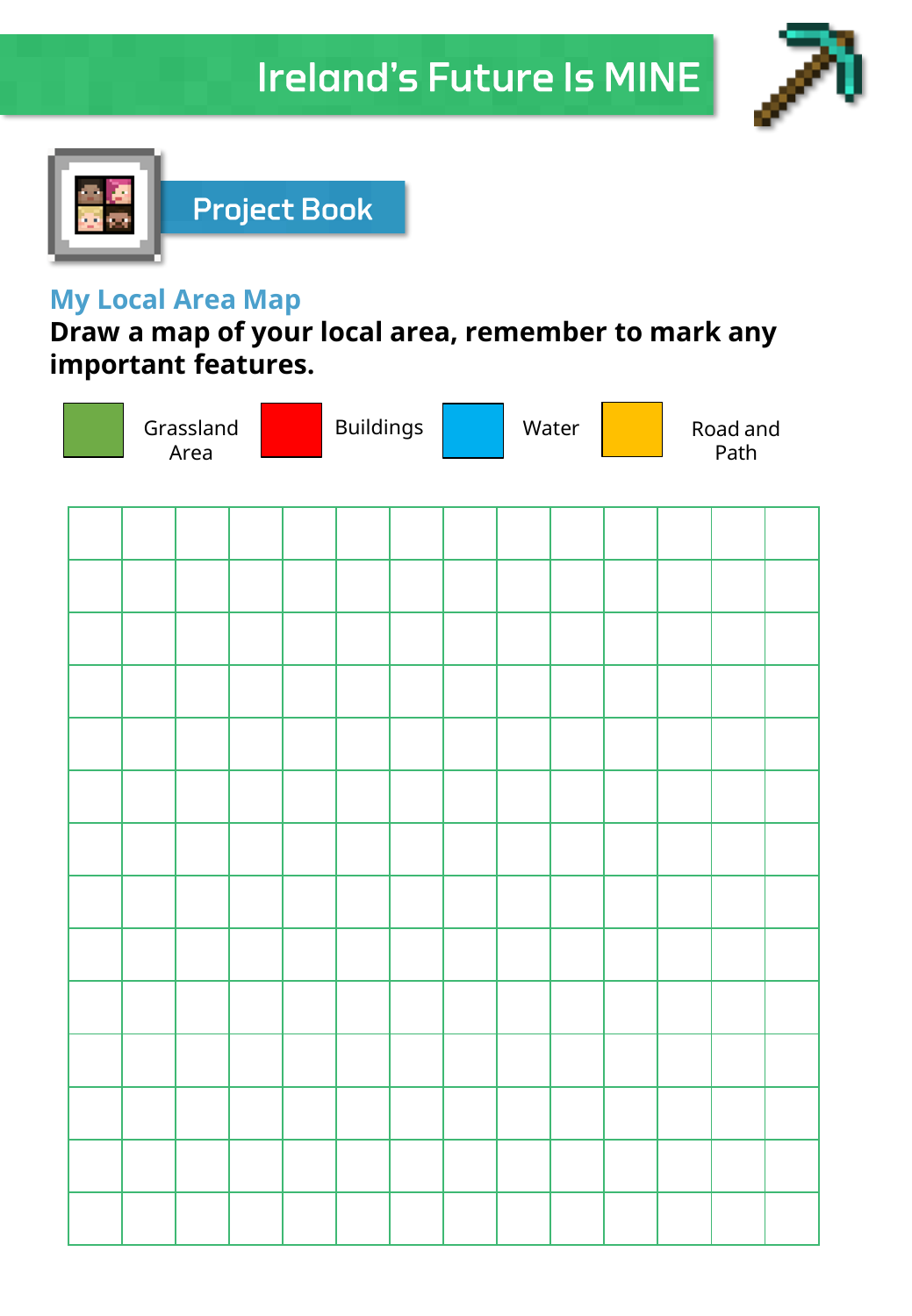# Ireland's Future Is MINE

## Project Book

### My Local Area Map

**Draw a map of your local area, remember to mark any important features.**

Grassland Area | Buildings | Water | Road and Path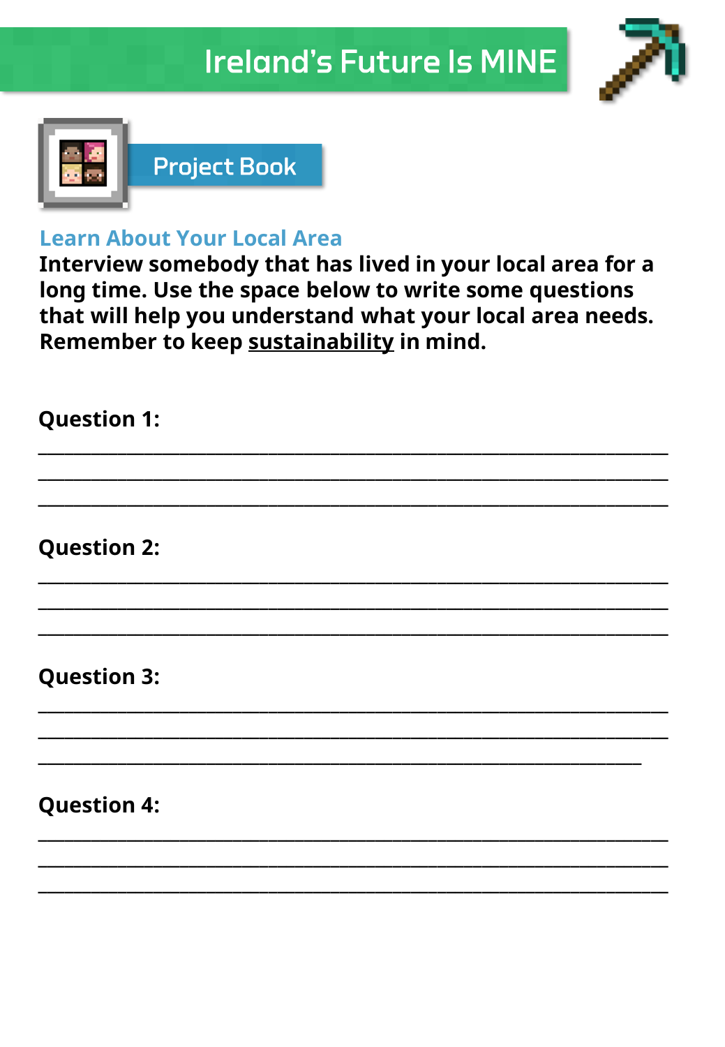# Ireland's Future Is MINE

## Project Book

### Learn About Your Local Area

**Interview somebody that has lived in your local area for a long time. Use the space below to write some questions that will help you understand what your local area needs. Remember to keep <u>sustainability</u> in mind.**

**Question 1:**

______________________________________________________________________

______________________________________________________________________

______________________________________________________________________

**Question 2:**

______________________________________________________________________

______________________________________________________________________

______________________________________________________________________

**Question 3:**

______________________________________________________________________

______________________________________________________________________

______________________________________________________________________

**Question 4:**

______________________________________________________________________

______________________________________________________________________

______________________________________________________________________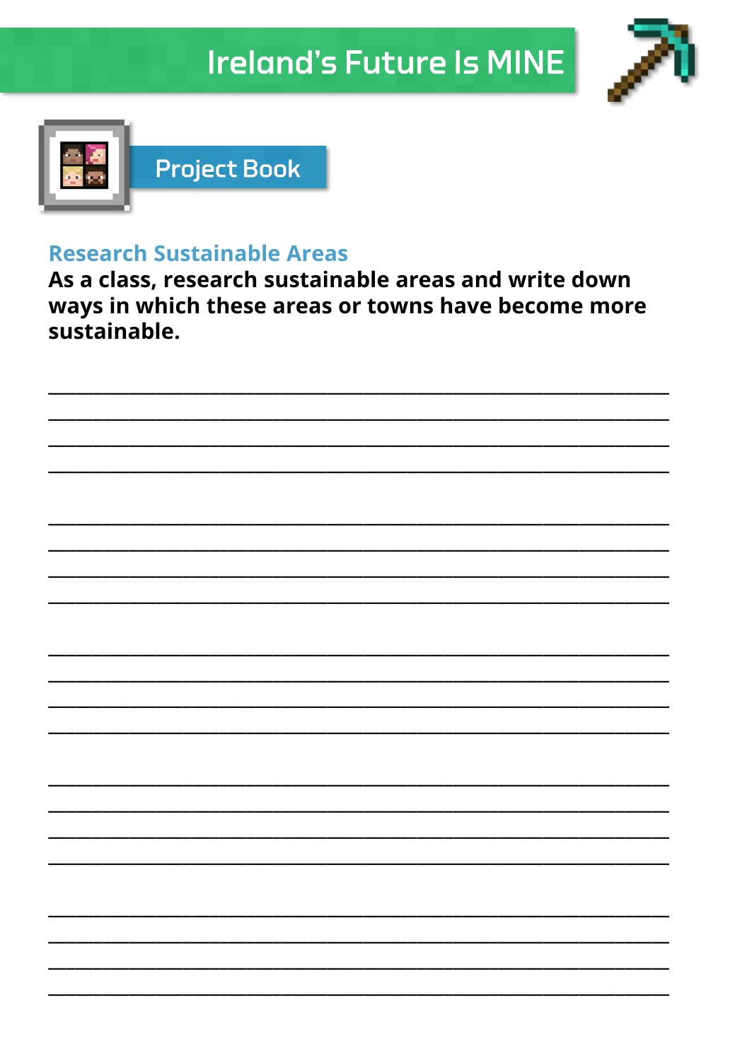# Ireland's Future Is MINE

## Project Book

### Research Sustainable Areas

**As a class, research sustainable areas and write down ways in which these areas or towns have become more sustainable.**

\_\_\_\_\_\_\_\_\_\_\_\_\_\_\_\_\_\_\_\_\_\_\_\_\_\_\_\_\_\_\_\_\_\_\_\_\_\_\_\_\_\_\_\_\_\_\_\_\_\_\_\_\_\_\_\_\_\_\_\_
\_\_\_\_\_\_\_\_\_\_\_\_\_\_\_\_\_\_\_\_\_\_\_\_\_\_\_\_\_\_\_\_\_\_\_\_\_\_\_\_\_\_\_\_\_\_\_\_\_\_\_\_\_\_\_\_\_\_\_\_
\_\_\_\_\_\_\_\_\_\_\_\_\_\_\_\_\_\_\_\_\_\_\_\_\_\_\_\_\_\_\_\_\_\_\_\_\_\_\_\_\_\_\_\_\_\_\_\_\_\_\_\_\_\_\_\_\_\_\_\_
\_\_\_\_\_\_\_\_\_\_\_\_\_\_\_\_\_\_\_\_\_\_\_\_\_\_\_\_\_\_\_\_\_\_\_\_\_\_\_\_\_\_\_\_\_\_\_\_\_\_\_\_\_\_\_\_\_\_\_\_

\_\_\_\_\_\_\_\_\_\_\_\_\_\_\_\_\_\_\_\_\_\_\_\_\_\_\_\_\_\_\_\_\_\_\_\_\_\_\_\_\_\_\_\_\_\_\_\_\_\_\_\_\_\_\_\_\_\_\_\_
\_\_\_\_\_\_\_\_\_\_\_\_\_\_\_\_\_\_\_\_\_\_\_\_\_\_\_\_\_\_\_\_\_\_\_\_\_\_\_\_\_\_\_\_\_\_\_\_\_\_\_\_\_\_\_\_\_\_\_\_
\_\_\_\_\_\_\_\_\_\_\_\_\_\_\_\_\_\_\_\_\_\_\_\_\_\_\_\_\_\_\_\_\_\_\_\_\_\_\_\_\_\_\_\_\_\_\_\_\_\_\_\_\_\_\_\_\_\_\_\_
\_\_\_\_\_\_\_\_\_\_\_\_\_\_\_\_\_\_\_\_\_\_\_\_\_\_\_\_\_\_\_\_\_\_\_\_\_\_\_\_\_\_\_\_\_\_\_\_\_\_\_\_\_\_\_\_\_\_\_\_

\_\_\_\_\_\_\_\_\_\_\_\_\_\_\_\_\_\_\_\_\_\_\_\_\_\_\_\_\_\_\_\_\_\_\_\_\_\_\_\_\_\_\_\_\_\_\_\_\_\_\_\_\_\_\_\_\_\_\_\_
\_\_\_\_\_\_\_\_\_\_\_\_\_\_\_\_\_\_\_\_\_\_\_\_\_\_\_\_\_\_\_\_\_\_\_\_\_\_\_\_\_\_\_\_\_\_\_\_\_\_\_\_\_\_\_\_\_\_\_\_
\_\_\_\_\_\_\_\_\_\_\_\_\_\_\_\_\_\_\_\_\_\_\_\_\_\_\_\_\_\_\_\_\_\_\_\_\_\_\_\_\_\_\_\_\_\_\_\_\_\_\_\_\_\_\_\_\_\_\_\_
\_\_\_\_\_\_\_\_\_\_\_\_\_\_\_\_\_\_\_\_\_\_\_\_\_\_\_\_\_\_\_\_\_\_\_\_\_\_\_\_\_\_\_\_\_\_\_\_\_\_\_\_\_\_\_\_\_\_\_\_

\_\_\_\_\_\_\_\_\_\_\_\_\_\_\_\_\_\_\_\_\_\_\_\_\_\_\_\_\_\_\_\_\_\_\_\_\_\_\_\_\_\_\_\_\_\_\_\_\_\_\_\_\_\_\_\_\_\_\_\_
\_\_\_\_\_\_\_\_\_\_\_\_\_\_\_\_\_\_\_\_\_\_\_\_\_\_\_\_\_\_\_\_\_\_\_\_\_\_\_\_\_\_\_\_\_\_\_\_\_\_\_\_\_\_\_\_\_\_\_\_
\_\_\_\_\_\_\_\_\_\_\_\_\_\_\_\_\_\_\_\_\_\_\_\_\_\_\_\_\_\_\_\_\_\_\_\_\_\_\_\_\_\_\_\_\_\_\_\_\_\_\_\_\_\_\_\_\_\_\_\_
\_\_\_\_\_\_\_\_\_\_\_\_\_\_\_\_\_\_\_\_\_\_\_\_\_\_\_\_\_\_\_\_\_\_\_\_\_\_\_\_\_\_\_\_\_\_\_\_\_\_\_\_\_\_\_\_\_\_\_\_

\_\_\_\_\_\_\_\_\_\_\_\_\_\_\_\_\_\_\_\_\_\_\_\_\_\_\_\_\_\_\_\_\_\_\_\_\_\_\_\_\_\_\_\_\_\_\_\_\_\_\_\_\_\_\_\_\_\_\_\_
\_\_\_\_\_\_\_\_\_\_\_\_\_\_\_\_\_\_\_\_\_\_\_\_\_\_\_\_\_\_\_\_\_\_\_\_\_\_\_\_\_\_\_\_\_\_\_\_\_\_\_\_\_\_\_\_\_\_\_\_
\_\_\_\_\_\_\_\_\_\_\_\_\_\_\_\_\_\_\_\_\_\_\_\_\_\_\_\_\_\_\_\_\_\_\_\_\_\_\_\_\_\_\_\_\_\_\_\_\_\_\_\_\_\_\_\_\_\_\_\_
\_\_\_\_\_\_\_\_\_\_\_\_\_\_\_\_\_\_\_\_\_\_\_\_\_\_\_\_\_\_\_\_\_\_\_\_\_\_\_\_\_\_\_\_\_\_\_\_\_\_\_\_\_\_\_\_\_\_\_\_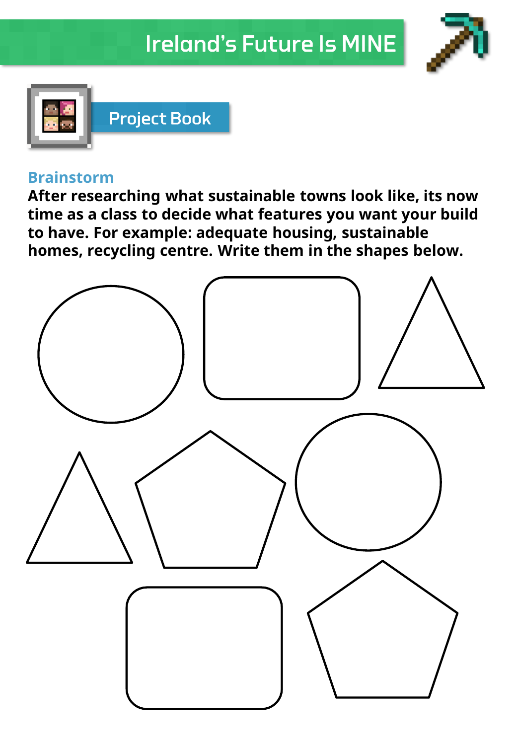# Ireland's Future Is MINE

## Project Book

### Brainstorm

**After researching what sustainable towns look like, its now time as a class to decide what features you want your build to have. For example: adequate housing, sustainable homes, recycling centre. Write them in the shapes below.**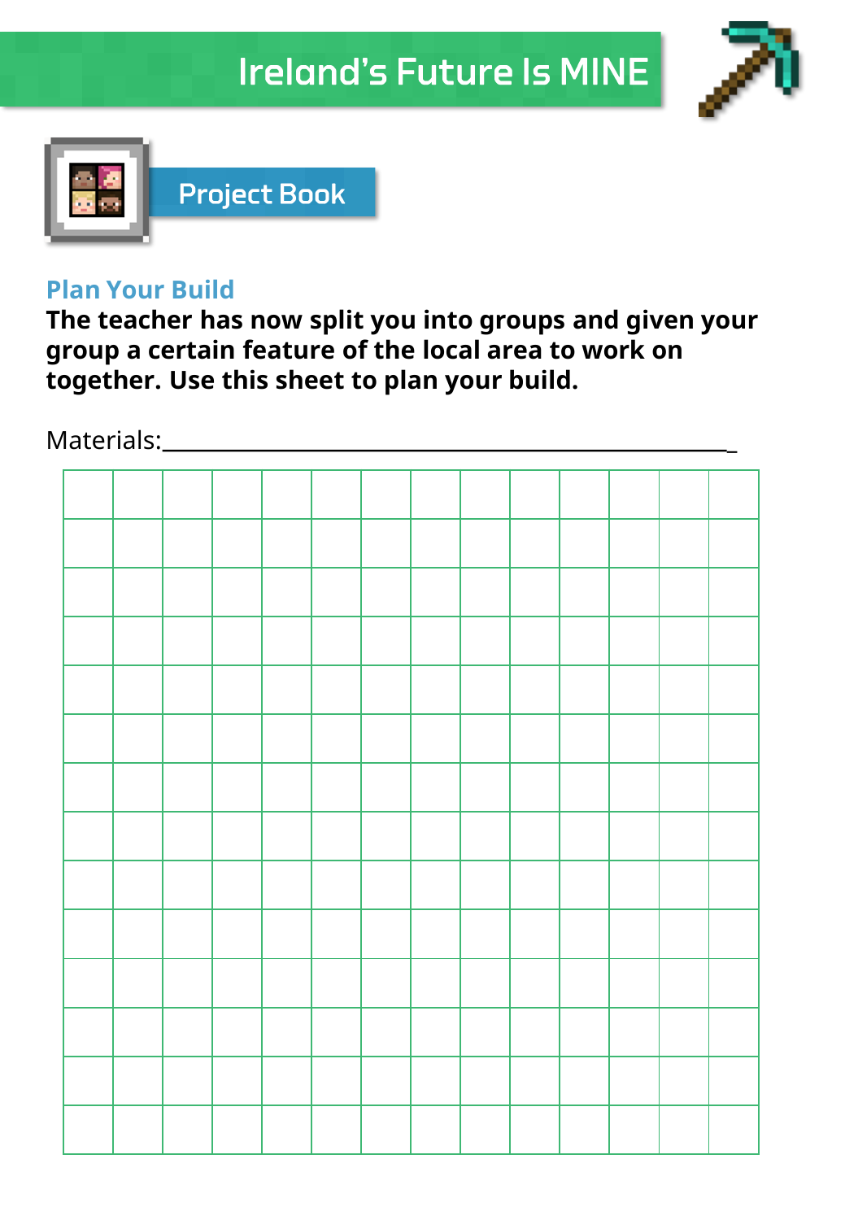## Project Book

### Plan Your Build

**The teacher has now split you into groups and given your group a certain feature of the local area to work on together. Use this sheet to plan your build.**

Materials:______________________________________________